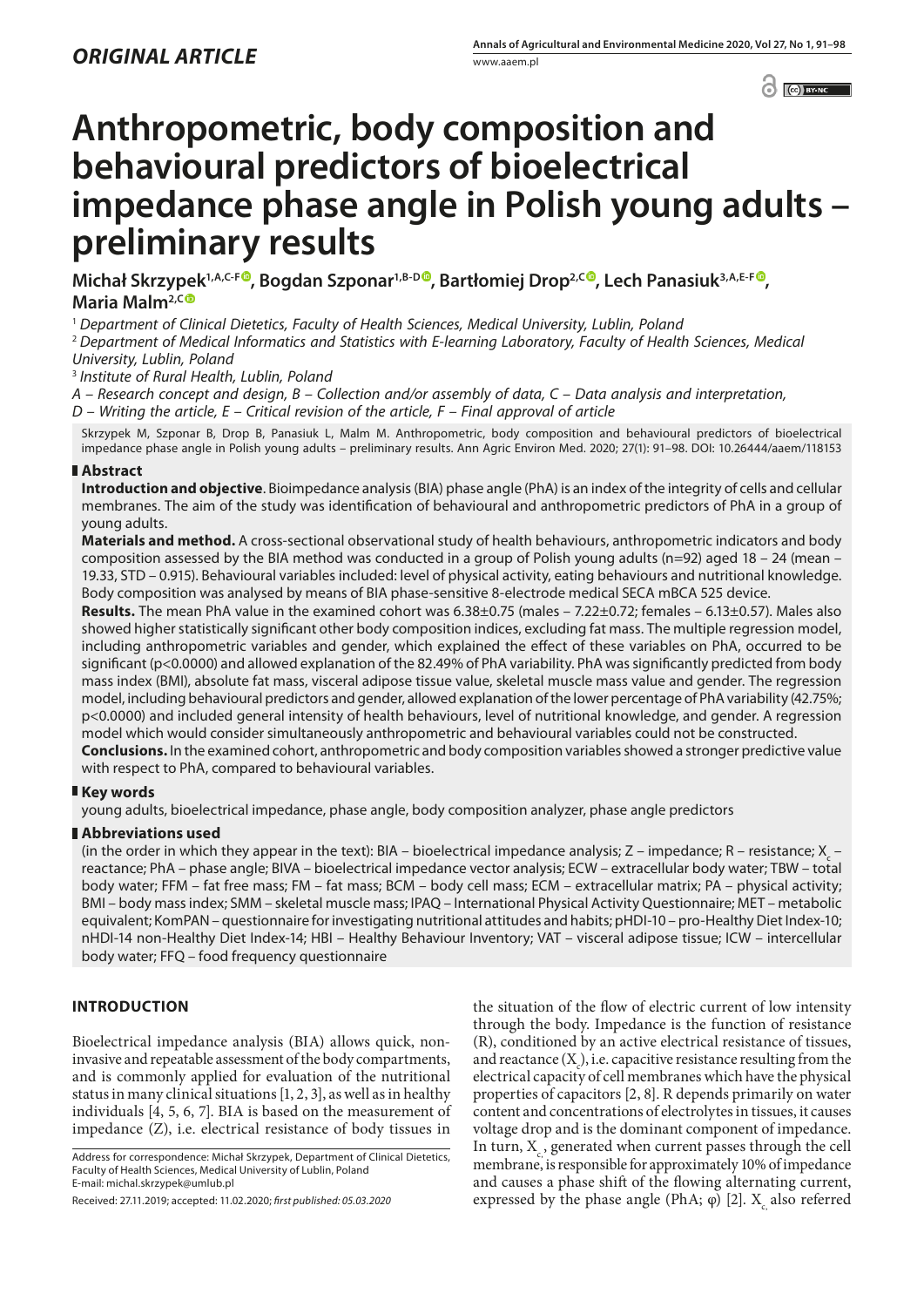*ORIGINAL ARTICLE*

# Anthropometric, body composition and behavioural predictors of bioelectrical impedance phase angle in Polish young adults – preliminary results

**Michał Skrzypek[1,A,C-F], Bogdan Szponar[1,B-D], Bartłomiej Drop[2,C], Lech Panasiuk[3,A,E-F], Maria Malm[2,C]**

[1] *Department of Clinical Dietetics, Faculty of Health Sciences, Medical University, Lublin, Poland*
[2] *Department of Medical Informatics and Statistics with E-learning Laboratory, Faculty of Health Sciences, Medical University, Lublin, Poland*
[3] *Institute of Rural Health, Lublin, Poland*

*A – Research concept and design, B – Collection and/or assembly of data, C – Data analysis and interpretation, D – Writing the article, E – Critical revision of the article, F – Final approval of article*

Skrzypek M, Szponar B, Drop B, Panasiuk L, Malm M. Anthropometric, body composition and behavioural predictors of bioelectrical impedance phase angle in Polish young adults – preliminary results. Ann Agric Environ Med. 2020; 27(1): 91–98. DOI: 10.26444/aaem/118153

## Abstract

**Introduction and objective**. Bioimpedance analysis (BIA) phase angle (PhA) is an index of the integrity of cells and cellular membranes. The aim of the study was identification of behavioural and anthropometric predictors of PhA in a group of young adults.

**Materials and method.** A cross-sectional observational study of health behaviours, anthropometric indicators and body composition assessed by the BIA method was conducted in a group of Polish young adults (n=92) aged 18 – 24 (mean – 19.33, STD – 0.915). Behavioural variables included: level of physical activity, eating behaviours and nutritional knowledge. Body composition was analysed by means of BIA phase-sensitive 8-electrode medical SECA mBCA 525 device.

**Results.** The mean PhA value in the examined cohort was 6.38±0.75 (males – 7.22±0.72; females – 6.13±0.57). Males also showed higher statistically significant other body composition indices, excluding fat mass. The multiple regression model, including anthropometric variables and gender, which explained the effect of these variables on PhA, occurred to be significant (p<0.0000) and allowed explanation of the 82.49% of PhA variability. PhA was significantly predicted from body mass index (BMI), absolute fat mass, visceral adipose tissue value, skeletal muscle mass value and gender. The regression model, including behavioural predictors and gender, allowed explanation of the lower percentage of PhA variability (42.75%; p<0.0000) and included general intensity of health behaviours, level of nutritional knowledge, and gender. A regression model which would consider simultaneously anthropometric and behavioural variables could not be constructed.

**Conclusions.** In the examined cohort, anthropometric and body composition variables showed a stronger predictive value with respect to PhA, compared to behavioural variables.

## Key words

young adults, bioelectrical impedance, phase angle, body composition analyzer, phase angle predictors

## Abbreviations used

(in the order in which they appear in the text): BIA – bioelectrical impedance analysis; Z – impedance; R – resistance; $X_c$ – reactance; PhA – phase angle; BIVA – bioelectrical impedance vector analysis; ECW – extracellular body water; TBW – total body water; FFM – fat free mass; FM – fat mass; BCM – body cell mass; ECM – extracellular matrix; PA – physical activity; BMI – body mass index; SMM – skeletal muscle mass; IPAQ – International Physical Activity Questionnaire; MET – metabolic equivalent; KomPAN – questionnaire for investigating nutritional attitudes and habits; pHDI-10 – pro-Healthy Diet Index-10; nHDI-14 non-Healthy Diet Index-14; HBI – Healthy Behaviour Inventory; VAT – visceral adipose tissue; ICW – intercellular body water; FFQ – food frequency questionnaire

## INTRODUCTION

Bioelectrical impedance analysis (BIA) allows quick, non-invasive and repeatable assessment of the body compartments, and is commonly applied for evaluation of the nutritional status in many clinical situations [1, 2, 3], as well as in healthy individuals [4, 5, 6, 7]. BIA is based on the measurement of impedance (Z), i.e. electrical resistance of body tissues in the situation of the flow of electric current of low intensity through the body. Impedance is the function of resistance (R), conditioned by an active electrical resistance of tissues, and reactance ($X_c$), i.e. capacitive resistance resulting from the electrical capacity of cell membranes which have the physical properties of capacitors [2, 8]. R depends primarily on water content and concentrations of electrolytes in tissues, it causes voltage drop and is the dominant component of impedance. In turn, $X_c$, generated when current passes through the cell membrane, is responsible for approximately 10% of impedance and causes a phase shift of the flowing alternating current, expressed by the phase angle (PhA; φ) [2]. $X_c$ also referred

Address for correspondence: Michał Skrzypek, Department of Clinical Dietetics, Faculty of Health Sciences, Medical University of Lublin, Poland
E-mail: michal.skrzypek@umlub.pl

Received: 27.11.2019; accepted: 11.02.2020; *first published: 05.03.2020*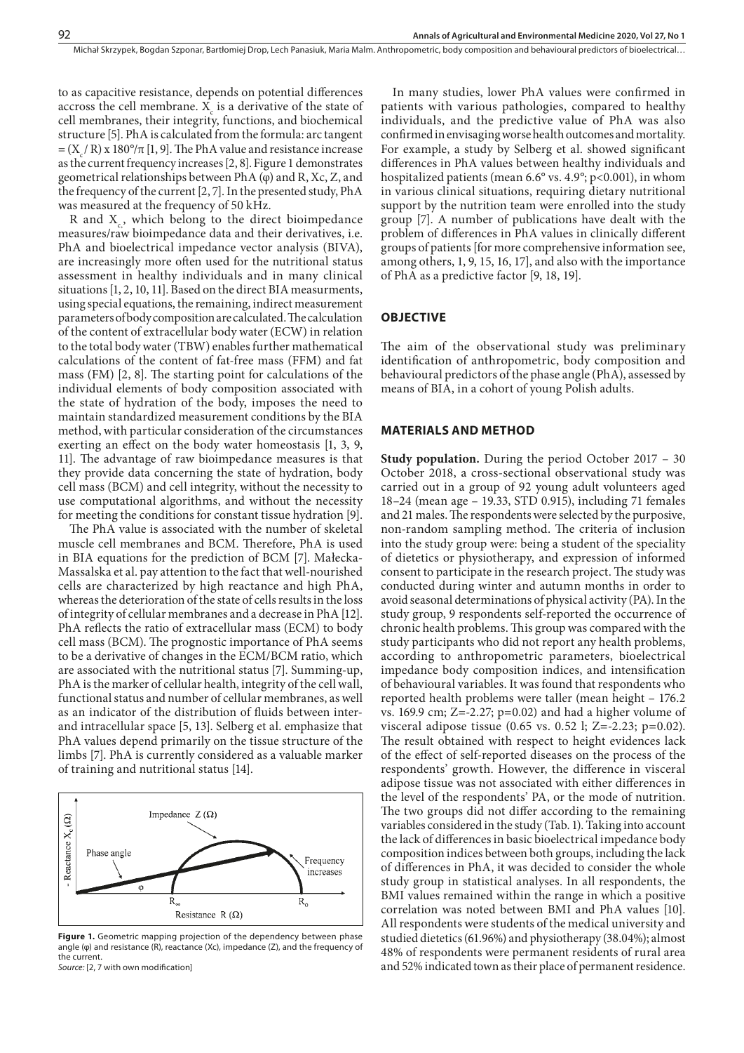to as capacitive resistance, depends on potential differences accross the cell membrane. $X_c$ is a derivative of the state of cell membranes, their integrity, functions, and biochemical structure [5]. PhA is calculated from the formula: arc tangent = $(X_c / R) \times 180°/\pi$ [1, 9]. The PhA value and resistance increase as the current frequency increases [2, 8]. Figure 1 demonstrates geometrical relationships between PhA (φ) and R, Xc, Z, and the frequency of the current [2, 7]. In the presented study, PhA was measured at the frequency of 50 kHz.

R and $X_c$, which belong to the direct bioimpedance measures/raw bioimpedance data and their derivatives, i.e. PhA and bioelectrical impedance vector analysis (BIVA), are increasingly more often used for the nutritional status assessment in healthy individuals and in many clinical situations [1, 2, 10, 11]. Based on the direct BIA measurments, using special equations, the remaining, indirect measurement parameters of body composition are calculated. The calculation of the content of extracellular body water (ECW) in relation to the total body water (TBW) enables further mathematical calculations of the content of fat-free mass (FFM) and fat mass (FM) [2, 8]. The starting point for calculations of the individual elements of body composition associated with the state of hydration of the body, imposes the need to maintain standardized measurement conditions by the BIA method, with particular consideration of the circumstances exerting an effect on the body water homeostasis [1, 3, 9, 11]. The advantage of raw bioimpedance measures is that they provide data concerning the state of hydration, body cell mass (BCM) and cell integrity, without the necessity to use computational algorithms, and without the necessity for meeting the conditions for constant tissue hydration [9].

The PhA value is associated with the number of skeletal muscle cell membranes and BCM. Therefore, PhA is used in BIA equations for the prediction of BCM [7]. Małecka-Massalska et al. pay attention to the fact that well-nourished cells are characterized by high reactance and high PhA, whereas the deterioration of the state of cells results in the loss of integrity of cellular membranes and a decrease in PhA [12]. PhA reflects the ratio of extracellular mass (ECM) to body cell mass (BCM). The prognostic importance of PhA seems to be a derivative of changes in the ECM/BCM ratio, which are associated with the nutritional status [7]. Summing-up, PhA is the marker of cellular health, integrity of the cell wall, functional status and number of cellular membranes, as well as an indicator of the distribution of fluids between inter- and intracellular space [5, 13]. Selberg et al. emphasize that PhA values depend primarily on the tissue structure of the limbs [7]. PhA is currently considered as a valuable marker of training and nutritional status [14].

**Figure 1.** Geometric mapping projection of the dependency between phase angle (φ) and resistance (R), reactance (Xc), impedance (Z), and the frequency of the current.
*Source:* [2, 7 with own modification]

In many studies, lower PhA values were confirmed in patients with various pathologies, compared to healthy individuals, and the predictive value of PhA was also confirmed in envisaging worse health outcomes and mortality. For example, a study by Selberg et al. showed significant differences in PhA values between healthy individuals and hospitalized patients (mean 6.6° vs. 4.9°; $p<0.001$), in whom in various clinical situations, requiring dietary nutritional support by the nutrition team were enrolled into the study group [7]. A number of publications have dealt with the problem of differences in PhA values in clinically different groups of patients [for more comprehensive information see, among others, 1, 9, 15, 16, 17], and also with the importance of PhA as a predictive factor [9, 18, 19].

## OBJECTIVE

The aim of the observational study was preliminary identification of anthropometric, body composition and behavioural predictors of the phase angle (PhA), assessed by means of BIA, in a cohort of young Polish adults.

## MATERIALS AND METHOD

**Study population.** During the period October 2017 – 30 October 2018, a cross-sectional observational study was carried out in a group of 92 young adult volunteers aged 18–24 (mean age – 19.33, STD 0.915), including 71 females and 21 males. The respondents were selected by the purposive, non-random sampling method. The criteria of inclusion into the study group were: being a student of the speciality of dietetics or physiotherapy, and expression of informed consent to participate in the research project. The study was conducted during winter and autumn months in order to avoid seasonal determinations of physical activity (PA). In the study group, 9 respondents self-reported the occurrence of chronic health problems. This group was compared with the study participants who did not report any health problems, according to anthropometric parameters, bioelectrical impedance body composition indices, and intensification of behavioural variables. It was found that respondents who reported health problems were taller (mean height – 176.2 vs. 169.9 cm; $Z=-2.27$; $p=0.02$) and had a higher volume of visceral adipose tissue (0.65 vs. 0.52 l; $Z=-2.23$; $p=0.02$). The result obtained with respect to height evidences lack of the effect of self-reported diseases on the process of the respondents' growth. However, the difference in visceral adipose tissue was not associated with either differences in the level of the respondents' PA, or the mode of nutrition. The two groups did not differ according to the remaining variables considered in the study (Tab. 1). Taking into account the lack of differences in basic bioelectrical impedance body composition indices between both groups, including the lack of differences in PhA, it was decided to consider the whole study group in statistical analyses. In all respondents, the BMI values remained within the range in which a positive correlation was noted between BMI and PhA values [10]. All respondents were students of the medical university and studied dietetics (61.96%) and physiotherapy (38.04%); almost 48% of respondents were permanent residents of rural area and 52% indicated town as their place of permanent residence.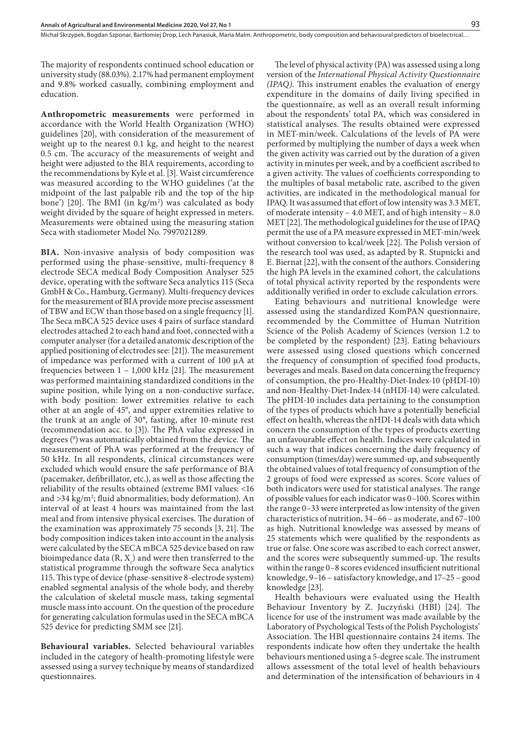The majority of respondents continued school education or university study (88.03%). 2.17% had permanent employment and 9.8% worked casually, combining employment and education.

**Anthropometric measurements** were performed in accordance with the World Health Organization (WHO) guidelines [20], with consideration of the measurement of weight up to the nearest 0.1 kg, and height to the nearest 0.5 cm. The accuracy of the measurements of weight and height were adjusted to the BIA requirements, according to the recommendations by Kyle et al. [3]. Waist circumference was measured according to the WHO guidelines ('at the midpoint of the last palpable rib and the top of the hip bone') [20]. The BMI (in kg/m$^2$) was calculated as body weight divided by the square of height expressed in meters. Measurements were obtained using the measuring station Seca with stadiometer Model No. 7997021289.

**BIA.** Non-invasive analysis of body composition was performed using the phase-sensitive, multi-frequency 8 electrode SECA medical Body Composition Analyser 525 device, operating with the software Seca analytics 115 (Seca GmbH & Co., Hamburg, Germany). Multi-frequency devices for the measurement of BIA provide more precise assessment of TBW and ECW than those based on a single frequency [1]. The Seca mBCA 525 device uses 4 pairs of surface standard electrodes attached 2 to each hand and foot, connected with a computer analyser (for a detailed anatomic description of the applied positioning of electrodes see: [21]). The measurement of impedance was performed with a current of 100 µA at frequencies between 1 – 1,000 kHz [21]. The measurement was performed maintaining standardized conditions in the supine position, while lying on a non-conductive surface, with body position: lower extremities relative to each other at an angle of 45°, and upper extremities relative to the trunk at an angle of 30°, fasting, after 10-minute rest (recommendation acc. to [3]). The PhA value expressed in degrees ($^0$) was automatically obtained from the device. The measurement of PhA was performed at the frequency of 50 kHz. In all respondents, clinical circumstances were excluded which would ensure the safe performance of BIA (pacemaker, defibrillator, etc.), as well as those affecting the reliability of the results obtained (extreme BMI values: <16 and >34 kg/m$^2$; fluid abnormalities; body deformation). An interval of at least 4 hours was maintained from the last meal and from intensive physical exercises. The duration of the examination was approximately 75 seconds [3, 21]. The body composition indices taken into account in the analysis were calculated by the SECA mBCA 525 device based on raw bioimpedance data (R, $X_c$) and were then transferred to the statistical programme through the software Seca analytics 115. This type of device (phase-sensitive 8-electrode system) enabled segmental analysis of the whole body, and thereby the calculation of skeletal muscle mass, taking segmental muscle mass into account. On the question of the procedure for generating calculation formulas used in the SECA mBCA 525 device for predicting SMM see [21].

**Behavioural variables.** Selected behavioural variables included in the category of health-promoting lifestyle were assessed using a survey technique by means of standardized questionnaires.

The level of physical activity (PA) was assessed using a long version of the *International Physical Activity Questionnaire (IPAQ)*. This instrument enables the evaluation of energy expenditure in the domains of daily living specified in the questionnaire, as well as an overall result informing about the respondents' total PA, which was considered in statistical analyses. The results obtained were expressed in MET-min/week. Calculations of the levels of PA were performed by multiplying the number of days a week when the given activity was carried out by the duration of a given activity in minutes per week, and by a coefficient ascribed to a given activity. The values of coefficients corresponding to the multiples of basal metabolic rate, ascribed to the given activities, are indicated in the methodological manual for IPAQ. It was assumed that effort of low intensity was 3.3 MET, of moderate intensity – 4.0 MET, and of high intensity – 8.0 MET [22]. The methodological guidelines for the use of IPAQ permit the use of a PA measure expressed in MET-min/week without conversion to kcal/week [22]. The Polish version of the research tool was used, as adapted by R. Stupnicki and E. Biernat [22], with the consent of the authors. Considering the high PA levels in the examined cohort, the calculations of total physical activity reported by the respondents were additionally verified in order to exclude calculation errors.

Eating behaviours and nutritional knowledge were assessed using the standardized KomPAN questionnaire, recommended by the Committee of Human Nutrition Science of the Polish Academy of Sciences (version 1.2 to be completed by the respondent) [23]. Eating behaviours were assessed using closed questions which concerned the frequency of consumption of specified food products, beverages and meals. Based on data concerning the frequency of consumption, the pro-Healthy-Diet-Index-10 (pHDI-10) and non-Healthy-Diet-Index-14 (nHDI-14) were calculated. The pHDI-10 includes data pertaining to the consumption of the types of products which have a potentially beneficial effect on health, whereas the nHDI-14 deals with data which concern the consumption of the types of products exerting an unfavourable effect on health. Indices were calculated in such a way that indices concerning the daily frequency of consumption (times/day) were summed-up, and subsequently the obtained values of total frequency of consumption of the 2 groups of food were expressed as scores. Score values of both indicators were used for statistical analyses. The range of possible values for each indicator was 0–100. Scores within the range 0–33 were interpreted as low intensity of the given characteristics of nutrition, 34–66 – as moderate, and 67–100 as high. Nutritional knowledge was assessed by means of 25 statements which were qualified by the respondents as true or false. One score was ascribed to each correct answer, and the scores were subsequently summed-up. The results within the range 0–8 scores evidenced insufficient nutritional knowledge, 9–16 – satisfactory knowledge, and 17–25 – good knowledge [23].

Health behaviours were evaluated using the Health Behaviour Inventory by Z. Juczyński (HBI) [24]. The licence for use of the instrument was made available by the Laboratory of Psychological Tests of the Polish Psychologists' Association. The HBI questionnaire contains 24 items. The respondents indicate how often they undertake the health behaviours mentioned using a 5-degree scale. The instrument allows assessment of the total level of health behaviours and determination of the intensification of behaviours in 4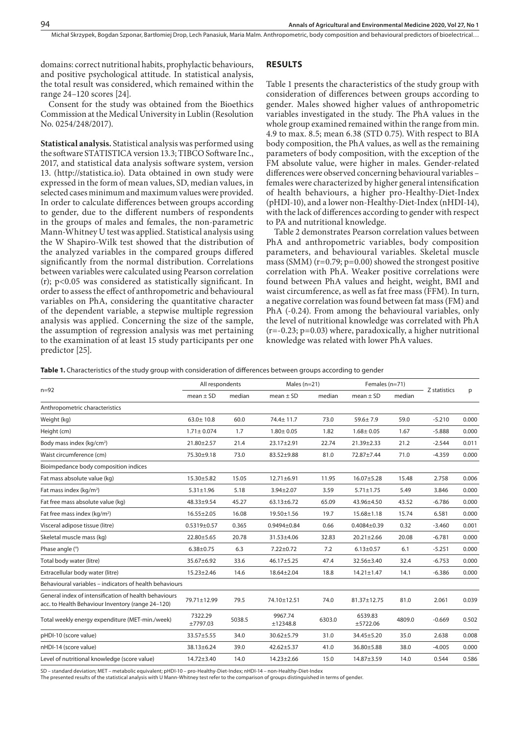domains: correct nutritional habits, prophylactic behaviours, and positive psychological attitude. In statistical analysis, the total result was considered, which remained within the range 24–120 scores [24].

Consent for the study was obtained from the Bioethics Commission at the Medical University in Lublin (Resolution No. 0254/248/2017).

**Statistical analysis.** Statistical analysis was performed using the software STATISTICA version 13.3; TIBCO Software Inc., 2017, and statistical data analysis software system, version 13. (http://statistica.io). Data obtained in own study were expressed in the form of mean values, SD, median values, in selected cases minimum and maximum values were provided. In order to calculate differences between groups according to gender, due to the different numbers of respondents in the groups of males and females, the non-parametric Mann-Whitney U test was applied. Statistical analysis using the W Shapiro-Wilk test showed that the distribution of the analyzed variables in the compared groups differed significantly from the normal distribution. Correlations between variables were calculated using Pearson correlation (r); $p<0.05$ was considered as statistically significant. In order to assess the effect of anthropometric and behavioural variables on PhA, considering the quantitative character of the dependent variable, a stepwise multiple regression analysis was applied. Concerning the size of the sample, the assumption of regression analysis was met pertaining to the examination of at least 15 study participants per one predictor [25].

## RESULTS

Table 1 presents the characteristics of the study group with consideration of differences between groups according to gender. Males showed higher values of anthropometric variables investigated in the study. The PhA values in the whole group examined remained within the range from min. 4.9 to max. 8.5; mean 6.38 (STD 0.75). With respect to BIA body composition, the PhA values, as well as the remaining parameters of body composition, with the exception of the FM absolute value, were higher in males. Gender-related differences were observed concerning behavioural variables – females were characterized by higher general intensification of health behaviours, a higher pro-Healthy-Diet-Index (pHDI-10), and a lower non-Healthy-Diet-Index (nHDI-14), with the lack of differences according to gender with respect to PA and nutritional knowledge.

Table 2 demonstrates Pearson correlation values between PhA and anthropometric variables, body composition parameters, and behavioural variables. Skeletal muscle mass (SMM) ($r=0.79$; $p=0.00$) showed the strongest positive correlation with PhA. Weaker positive correlations were found between PhA values and height, weight, BMI and waist circumference, as well as fat free mass (FFM). In turn, a negative correlation was found between fat mass (FM) and PhA (-0.24). From among the behavioural variables, only the level of nutritional knowledge was correlated with PhA ($r=-0.23$; $p=0.03$) where, paradoxically, a higher nutritional knowledge was related with lower PhA values.

**Table 1.** Characteristics of the study group with consideration of differences between groups according to gender

| n=92 | All respondents | | Males (n=21) | | Females (n=71) | | Z statistics | p |
|---|---|---|---|---|---|---|---|---|
| | mean ± SD | median | mean ± SD | median | mean ± SD | median | | |
| Anthropometric characteristics | | | | | | | | |
| Weight (kg) | 63.0± 10.8 | 60.0 | 74.4± 11.7 | 73.0 | 59.6± 7.9 | 59.0 | -5.210 | 0.000 |
| Height (cm) | 1.71± 0.074 | 1.7 | 1.80± 0.05 | 1.82 | 1.68± 0.05 | 1.67 | -5.888 | 0.000 |
| Body mass index (kg/cm²) | 21.80±2.57 | 21.4 | 23.17±2.91 | 22.74 | 21.39±2.33 | 21.2 | -2.544 | 0.011 |
| Waist circumference (cm) | 75.30±9.18 | 73.0 | 83.52±9.88 | 81.0 | 72.87±7.44 | 71.0 | -4.359 | 0.000 |
| Bioimpedance body composition indices | | | | | | | | |
| Fat mass absolute value (kg) | 15.30±5.82 | 15.05 | 12.71±6.91 | 11.95 | 16.07±5.28 | 15.48 | 2.758 | 0.006 |
| Fat mass index (kg/m²) | 5.31±1.96 | 5.18 | 3.94±2.07 | 3.59 | 5.71±1.75 | 5.49 | 3.846 | 0.000 |
| Fat free mass absolute value (kg) | 48.33±9.54 | 45.27 | 63.13±6.72 | 65.09 | 43.96±4.50 | 43.52 | -6.786 | 0.000 |
| Fat free mass index (kg/m²) | 16.55±2.05 | 16.08 | 19.50±1.56 | 19.7 | 15.68±1.18 | 15.74 | 6.581 | 0.000 |
| Visceral adipose tissue (litre) | 0.5319±0.57 | 0.365 | 0.9494±0.84 | 0.66 | 0.4084±0.39 | 0.32 | -3.460 | 0.001 |
| Skeletal muscle mass (kg) | 22.80±5.65 | 20.78 | 31.53±4.06 | 32.83 | 20.21±2.66 | 20.08 | -6.781 | 0.000 |
| Phase angle (°) | 6.38±0.75 | 6.3 | 7.22±0.72 | 7.2 | 6.13±0.57 | 6.1 | -5.251 | 0.000 |
| Total body water (litre) | 35.67±6.92 | 33.6 | 46.17±5.25 | 47.4 | 32.56±3.40 | 32.4 | -6.753 | 0.000 |
| Extracellular body water (litre) | 15.23±2.46 | 14.6 | 18.64±2.04 | 18.8 | 14.21±1.47 | 14.1 | -6.386 | 0.000 |
| Behavioural variables – indicators of health behaviours | | | | | | | | |
| General index of intensification of health behaviours acc. to Health Behaviour Inventory (range 24–120) | 79.71±12.99 | 79.5 | 74.10±12.51 | 74.0 | 81.37±12.75 | 81.0 | 2.061 | 0.039 |
| Total weekly energy expenditure (MET-min./week) | 7322.29 ±7797.03 | 5038.5 | 9967.74 ±12348.8 | 6303.0 | 6539.83 ±5722.06 | 4809.0 | -0.669 | 0.502 |
| pHDI-10 (score value) | 33.57±5.55 | 34.0 | 30.62±5.79 | 31.0 | 34.45±5.20 | 35.0 | 2.638 | 0.008 |
| nHDI-14 (score value) | 38.13±6.24 | 39.0 | 42.62±5.37 | 41.0 | 36.80±5.88 | 38.0 | -4.005 | 0.000 |
| Level of nutritional knowledge (score value) | 14.72±3.40 | 14.0 | 14.23±2.66 | 15.0 | 14.87±3.59 | 14.0 | 0.544 | 0.586 |

SD – standard deviation; MET – metabolic equivalent; pHDI-10 – pro-Healthy-Diet-Index; nHDI-14 – non-Healthy-Diet-Index
The presented results of the statistical analysis with U Mann-Whitney test refer to the comparison of groups distinguished in terms of gender.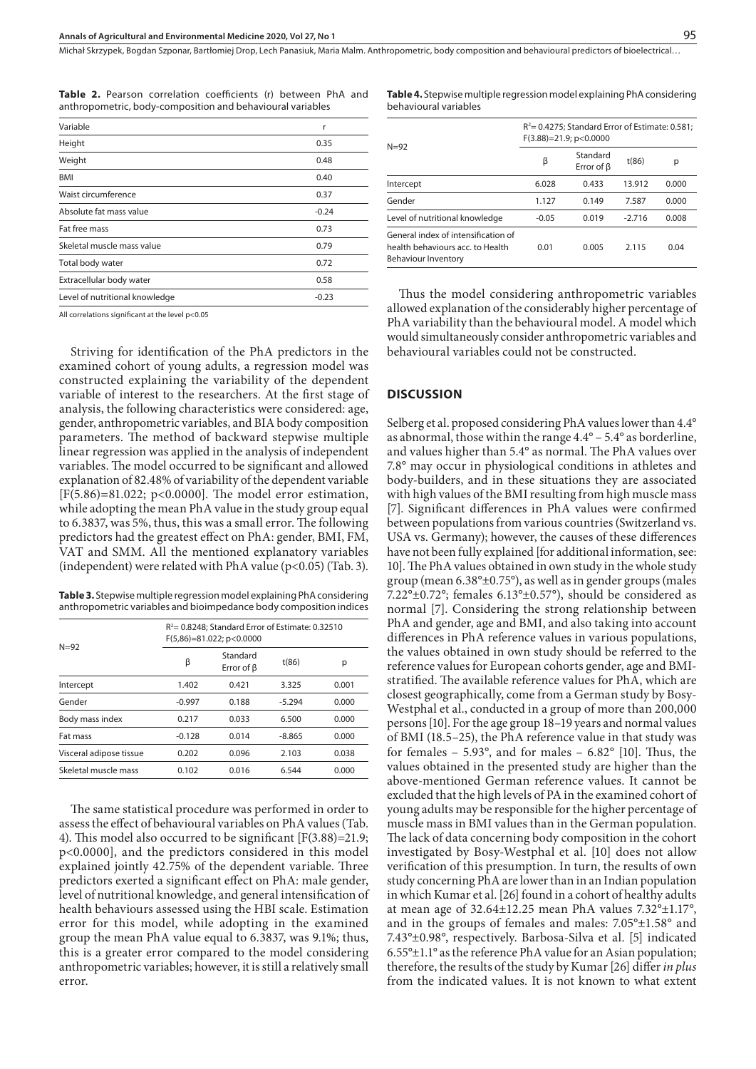**Table 2.** Pearson correlation coefficients (r) between PhA and anthropometric, body-composition and behavioural variables

| Variable | r |
|---|---|
| Height | 0.35 |
| Weight | 0.48 |
| BMI | 0.40 |
| Waist circumference | 0.37 |
| Absolute fat mass value | -0.24 |
| Fat free mass | 0.73 |
| Skeletal muscle mass value | 0.79 |
| Total body water | 0.72 |
| Extracellular body water | 0.58 |
| Level of nutritional knowledge | -0.23 |

All correlations significant at the level p<0.05

Striving for identification of the PhA predictors in the examined cohort of young adults, a regression model was constructed explaining the variability of the dependent variable of interest to the researchers. At the first stage of analysis, the following characteristics were considered: age, gender, anthropometric variables, and BIA body composition parameters. The method of backward stepwise multiple linear regression was applied in the analysis of independent variables. The model occurred to be significant and allowed explanation of 82.48% of variability of the dependent variable [$F(5.86)=81.022$; $p<0.0000$]. The model error estimation, while adopting the mean PhA value in the study group equal to 6.3837, was 5%, thus, this was a small error. The following predictors had the greatest effect on PhA: gender, BMI, FM, VAT and SMM. All the mentioned explanatory variables (independent) were related with PhA value ($p<0.05$) (Tab. 3).

**Table 3.** Stepwise multiple regression model explaining PhA considering anthropometric variables and bioimpedance body composition indices

| N=92 | $R^2$= 0.8248; Standard Error of Estimate: 0.32510 F(5,86)=81.022; p<0.0000 | | | |
|---|---|---|---|---|
| | β | Standard Error of β | t(86) | p |
| Intercept | 1.402 | 0.421 | 3.325 | 0.001 |
| Gender | -0.997 | 0.188 | -5.294 | 0.000 |
| Body mass index | 0.217 | 0.033 | 6.500 | 0.000 |
| Fat mass | -0.128 | 0.014 | -8.865 | 0.000 |
| Visceral adipose tissue | 0.202 | 0.096 | 2.103 | 0.038 |
| Skeletal muscle mass | 0.102 | 0.016 | 6.544 | 0.000 |

The same statistical procedure was performed in order to assess the effect of behavioural variables on PhA values (Tab. 4). This model also occurred to be significant [$F(3.88)=21.9$; $p<0.0000$], and the predictors considered in this model explained jointly 42.75% of the dependent variable. Three predictors exerted a significant effect on PhA: male gender, level of nutritional knowledge, and general intensification of health behaviours assessed using the HBI scale. Estimation error for this model, while adopting in the examined group the mean PhA value equal to 6.3837, was 9.1%; thus, this is a greater error compared to the model considering anthropometric variables; however, it is still a relatively small error.

**Table 4.** Stepwise multiple regression model explaining PhA considering behavioural variables

| N=92 | $R^2$= 0.4275; Standard Error of Estimate: 0.581; F(3.88)=21.9; p<0.0000 | | | |
|---|---|---|---|---|
| | β | Standard Error of β | t(86) | p |
| Intercept | 6.028 | 0.433 | 13.912 | 0.000 |
| Gender | 1.127 | 0.149 | 7.587 | 0.000 |
| Level of nutritional knowledge | -0.05 | 0.019 | -2.716 | 0.008 |
| General index of intensification of health behaviours acc. to Health Behaviour Inventory | 0.01 | 0.005 | 2.115 | 0.04 |

Thus the model considering anthropometric variables allowed explanation of the considerably higher percentage of PhA variability than the behavioural model. A model which would simultaneously consider anthropometric variables and behavioural variables could not be constructed.

## DISCUSSION

Selberg et al. proposed considering PhA values lower than 4.4° as abnormal, those within the range 4.4° – 5.4° as borderline, and values higher than 5.4° as normal. The PhA values over 7.8° may occur in physiological conditions in athletes and body-builders, and in these situations they are associated with high values of the BMI resulting from high muscle mass [7]. Significant differences in PhA values were confirmed between populations from various countries (Switzerland vs. USA vs. Germany); however, the causes of these differences have not been fully explained [for additional information, see: 10]. The PhA values obtained in own study in the whole study group (mean 6.38°±0.75°), as well as in gender groups (males 7.22°±0.72°; females 6.13°±0.57°), should be considered as normal [7]. Considering the strong relationship between PhA and gender, age and BMI, and also taking into account differences in PhA reference values in various populations, the values obtained in own study should be referred to the reference values for European cohorts gender, age and BMI-stratified. The available reference values for PhA, which are closest geographically, come from a German study by Bosy-Westphal et al., conducted in a group of more than 200,000 persons [10]. For the age group 18–19 years and normal values of BMI (18.5–25), the PhA reference value in that study was for females – 5.93°, and for males – 6.82° [10]. Thus, the values obtained in the presented study are higher than the above-mentioned German reference values. It cannot be excluded that the high levels of PA in the examined cohort of young adults may be responsible for the higher percentage of muscle mass in BMI values than in the German population. The lack of data concerning body composition in the cohort investigated by Bosy-Westphal et al. [10] does not allow verification of this presumption. In turn, the results of own study concerning PhA are lower than in an Indian population in which Kumar et al. [26] found in a cohort of healthy adults at mean age of 32.64±12.25 mean PhA values 7.32°±1.17°, and in the groups of females and males: 7.05°±1.58° and 7.43°±0.98°, respectively. Barbosa-Silva et al. [5] indicated 6.55°±1.1° as the reference PhA value for an Asian population; therefore, the results of the study by Kumar [26] differ *in plus* from the indicated values. It is not known to what extent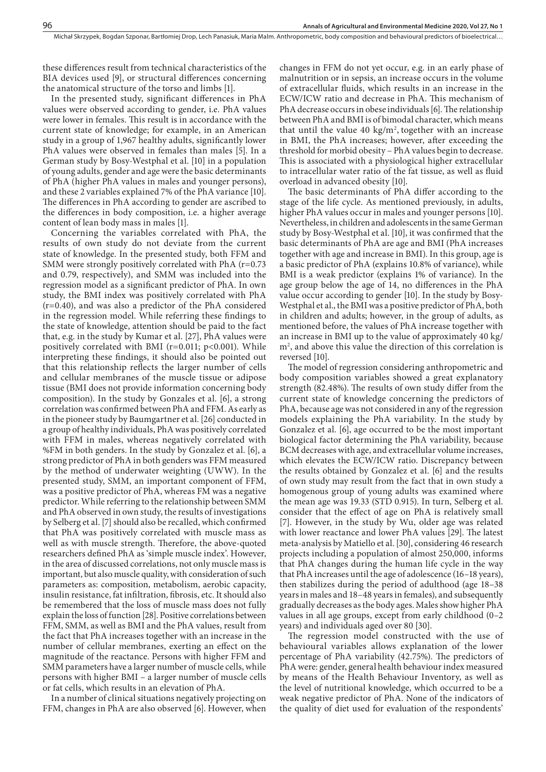these differences result from technical characteristics of the BIA devices used [9], or structural differences concerning the anatomical structure of the torso and limbs [1].

In the presented study, significant differences in PhA values were observed according to gender, i.e. PhA values were lower in females. This result is in accordance with the current state of knowledge; for example, in an American study in a group of 1,967 healthy adults, significantly lower PhA values were observed in females than males [5]. In a German study by Bosy-Westphal et al. [10] in a population of young adults, gender and age were the basic determinants of PhA (higher PhA values in males and younger persons), and these 2 variables explained 7% of the PhA variance [10]. The differences in PhA according to gender are ascribed to the differences in body composition, i.e. a higher average content of lean body mass in males [1].

Concerning the variables correlated with PhA, the results of own study do not deviate from the current state of knowledge. In the presented study, both FFM and SMM were strongly positively correlated with PhA (r=0.73 and 0.79, respectively), and SMM was included into the regression model as a significant predictor of PhA. In own study, the BMI index was positively correlated with PhA (r=0.40), and was also a predictor of the PhA considered in the regression model. While referring these findings to the state of knowledge, attention should be paid to the fact that, e.g. in the study by Kumar et al. [27], PhA values were positively correlated with BMI (r=0.011; p<0.001). While interpreting these findings, it should also be pointed out that this relationship reflects the larger number of cells and cellular membranes of the muscle tissue or adipose tissue (BMI does not provide information concerning body composition). In the study by Gonzales et al. [6], a strong correlation was confirmed between PhA and FFM. As early as in the pioneer study by Baumgartner et al. [26] conducted in a group of healthy individuals, PhA was positively correlated with FFM in males, whereas negatively correlated with %FM in both genders. In the study by Gonzalez et al. [6], a strong predictor of PhA in both genders was FFM measured by the method of underwater weighting (UWW). In the presented study, SMM, an important component of FFM, was a positive predictor of PhA, whereas FM was a negative predictor. While referring to the relationship between SMM and PhA observed in own study, the results of investigations by Selberg et al. [7] should also be recalled, which confirmed that PhA was positively correlated with muscle mass as well as with muscle strength. Therefore, the above-quoted researchers defined PhA as 'simple muscle index'. However, in the area of discussed correlations, not only muscle mass is important, but also muscle quality, with consideration of such parameters as: composition, metabolism, aerobic capacity, insulin resistance, fat infiltration, fibrosis, etc. It should also be remembered that the loss of muscle mass does not fully explain the loss of function [28]. Positive correlations between FFM, SMM, as well as BMI and the PhA values, result from the fact that PhA increases together with an increase in the number of cellular membranes, exerting an effect on the magnitude of the reactance. Persons with higher FFM and SMM parameters have a larger number of muscle cells, while persons with higher BMI – a larger number of muscle cells or fat cells, which results in an elevation of PhA.

In a number of clinical situations negatively projecting on FFM, changes in PhA are also observed [6]. However, when changes in FFM do not yet occur, e.g. in an early phase of malnutrition or in sepsis, an increase occurs in the volume of extracellular fluids, which results in an increase in the ECW/ICW ratio and decrease in PhA. This mechanism of PhA decrease occurs in obese individuals [6]. The relationship between PhA and BMI is of bimodal character, which means that until the value 40 kg/m$^2$, together with an increase in BMI, the PhA increases; however, after exceeding the threshold for morbid obesity – PhA values begin to decrease. This is associated with a physiological higher extracellular to intracellular water ratio of the fat tissue, as well as fluid overload in advanced obesity [10].

The basic determinants of PhA differ according to the stage of the life cycle. As mentioned previously, in adults, higher PhA values occur in males and younger persons [10]. Nevertheless, in children and adolescents in the same German study by Bosy-Westphal et al. [10], it was confirmed that the basic determinants of PhA are age and BMI (PhA increases together with age and increase in BMI). In this group, age is a basic predictor of PhA (explains 10.8% of variance), while BMI is a weak predictor (explains 1% of variance). In the age group below the age of 14, no differences in the PhA value occur according to gender [10]. In the study by Bosy-Westphal et al., the BMI was a positive predictor of PhA, both in children and adults; however, in the group of adults, as mentioned before, the values of PhA increase together with an increase in BMI up to the value of approximately 40 kg/m$^2$, and above this value the direction of this correlation is reversed [10].

The model of regression considering anthropometric and body composition variables showed a great explanatory strength (82.48%). The results of own study differ from the current state of knowledge concerning the predictors of PhA, because age was not considered in any of the regression models explaining the PhA variability. In the study by Gonzalez et al. [6], age occurred to be the most important biological factor determining the PhA variability, because BCM decreases with age, and extracellular volume increases, which elevates the ECW/ICW ratio. Discrepancy between the results obtained by Gonzalez et al. [6] and the results of own study may result from the fact that in own study a homogenous group of young adults was examined where the mean age was 19.33 (STD 0.915). In turn, Selberg et al. consider that the effect of age on PhA is relatively small [7]. However, in the study by Wu, older age was related with lower reactance and lower PhA values [29]. The latest meta-analysis by Matiello et al. [30], considering 46 research projects including a population of almost 250,000, informs that PhA changes during the human life cycle in the way that PhA increases until the age of adolescence (16–18 years), then stabilizes during the period of adulthood (age 18–38 years in males and 18–48 years in females), and subsequently gradually decreases as the body ages. Males show higher PhA values in all age groups, except from early childhood (0–2 years) and individuals aged over 80 [30].

The regression model constructed with the use of behavioural variables allows explanation of the lower percentage of PhA variability (42.75%). The predictors of PhA were: gender, general health behaviour index measured by means of the Health Behaviour Inventory, as well as the level of nutritional knowledge, which occurred to be a weak negative predictor of PhA. None of the indicators of the quality of diet used for evaluation of the respondents'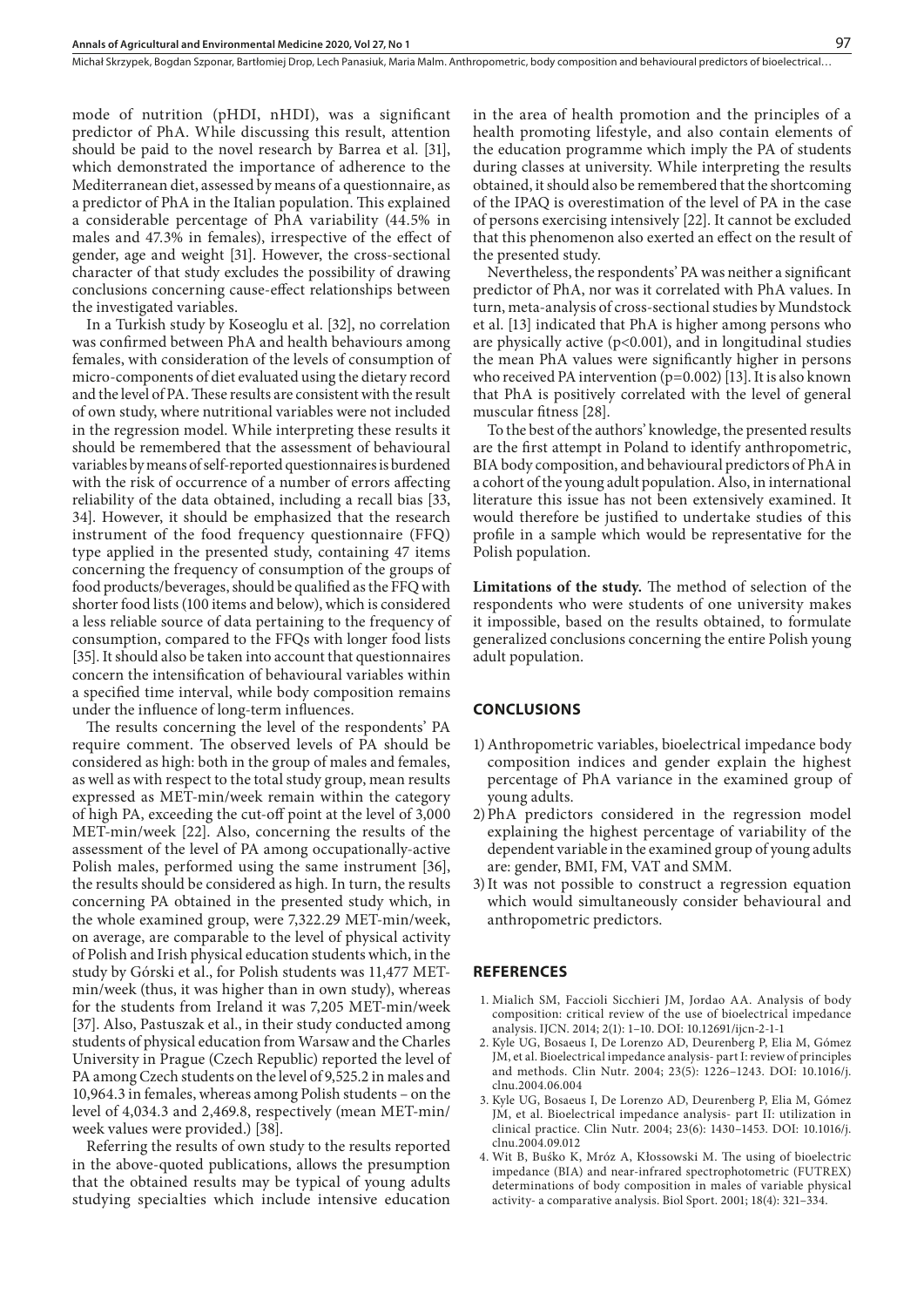mode of nutrition (pHDI, nHDI), was a significant predictor of PhA. While discussing this result, attention should be paid to the novel research by Barrea et al. [31], which demonstrated the importance of adherence to the Mediterranean diet, assessed by means of a questionnaire, as a predictor of PhA in the Italian population. This explained a considerable percentage of PhA variability (44.5% in males and 47.3% in females), irrespective of the effect of gender, age and weight [31]. However, the cross-sectional character of that study excludes the possibility of drawing conclusions concerning cause-effect relationships between the investigated variables.

In a Turkish study by Koseoglu et al. [32], no correlation was confirmed between PhA and health behaviours among females, with consideration of the levels of consumption of micro-components of diet evaluated using the dietary record and the level of PA. These results are consistent with the result of own study, where nutritional variables were not included in the regression model. While interpreting these results it should be remembered that the assessment of behavioural variables by means of self-reported questionnaires is burdened with the risk of occurrence of a number of errors affecting reliability of the data obtained, including a recall bias [33, 34]. However, it should be emphasized that the research instrument of the food frequency questionnaire (FFQ) type applied in the presented study, containing 47 items concerning the frequency of consumption of the groups of food products/beverages, should be qualified as the FFQ with shorter food lists (100 items and below), which is considered a less reliable source of data pertaining to the frequency of consumption, compared to the FFQs with longer food lists [35]. It should also be taken into account that questionnaires concern the intensification of behavioural variables within a specified time interval, while body composition remains under the influence of long-term influences.

The results concerning the level of the respondents' PA require comment. The observed levels of PA should be considered as high: both in the group of males and females, as well as with respect to the total study group, mean results expressed as MET-min/week remain within the category of high PA, exceeding the cut-off point at the level of 3,000 MET-min/week [22]. Also, concerning the results of the assessment of the level of PA among occupationally-active Polish males, performed using the same instrument [36], the results should be considered as high. In turn, the results concerning PA obtained in the presented study which, in the whole examined group, were 7,322.29 MET-min/week, on average, are comparable to the level of physical activity of Polish and Irish physical education students which, in the study by Górski et al., for Polish students was 11,477 MET-min/week (thus, it was higher than in own study), whereas for the students from Ireland it was 7,205 MET-min/week [37]. Also, Pastuszak et al., in their study conducted among students of physical education from Warsaw and the Charles University in Prague (Czech Republic) reported the level of PA among Czech students on the level of 9,525.2 in males and 10,964.3 in females, whereas among Polish students – on the level of 4,034.3 and 2,469.8, respectively (mean MET-min/week values were provided.) [38].

Referring the results of own study to the results reported in the above-quoted publications, allows the presumption that the obtained results may be typical of young adults studying specialties which include intensive education in the area of health promotion and the principles of a health promoting lifestyle, and also contain elements of the education programme which imply the PA of students during classes at university. While interpreting the results obtained, it should also be remembered that the shortcoming of the IPAQ is overestimation of the level of PA in the case of persons exercising intensively [22]. It cannot be excluded that this phenomenon also exerted an effect on the result of the presented study.

Nevertheless, the respondents' PA was neither a significant predictor of PhA, nor was it correlated with PhA values. In turn, meta-analysis of cross-sectional studies by Mundstock et al. [13] indicated that PhA is higher among persons who are physically active ($p<0.001$), and in longitudinal studies the mean PhA values were significantly higher in persons who received PA intervention ($p=0.002$) [13]. It is also known that PhA is positively correlated with the level of general muscular fitness [28].

To the best of the authors' knowledge, the presented results are the first attempt in Poland to identify anthropometric, BIA body composition, and behavioural predictors of PhA in a cohort of the young adult population. Also, in international literature this issue has not been extensively examined. It would therefore be justified to undertake studies of this profile in a sample which would be representative for the Polish population.

**Limitations of the study.** The method of selection of the respondents who were students of one university makes it impossible, based on the results obtained, to formulate generalized conclusions concerning the entire Polish young adult population.

## CONCLUSIONS

1) Anthropometric variables, bioelectrical impedance body composition indices and gender explain the highest percentage of PhA variance in the examined group of young adults.
2) PhA predictors considered in the regression model explaining the highest percentage of variability of the dependent variable in the examined group of young adults are: gender, BMI, FM, VAT and SMM.
3) It was not possible to construct a regression equation which would simultaneously consider behavioural and anthropometric predictors.

## REFERENCES

1. Mialich SM, Faccioli Sicchieri JM, Jordao AA. Analysis of body composition: critical review of the use of bioelectrical impedance analysis. IJCN. 2014; 2(1): 1–10. DOI: 10.12691/ijcn-2-1-1
2. Kyle UG, Bosaeus I, De Lorenzo AD, Deurenberg P, Elia M, Gómez JM, et al. Bioelectrical impedance analysis- part I: review of principles and methods. Clin Nutr. 2004; 23(5): 1226–1243. DOI: 10.1016/j.clnu.2004.06.004
3. Kyle UG, Bosaeus I, De Lorenzo AD, Deurenberg P, Elia M, Gómez JM, et al. Bioelectrical impedance analysis- part II: utilization in clinical practice. Clin Nutr. 2004; 23(6): 1430–1453. DOI: 10.1016/j.clnu.2004.09.012
4. Wit B, Buśko K, Mróz A, Kłossowski M. The using of bioelectric impedance (BIA) and near-infrared spectrophotometric (FUTREX) determinations of body composition in males of variable physical activity- a comparative analysis. Biol Sport. 2001; 18(4): 321–334.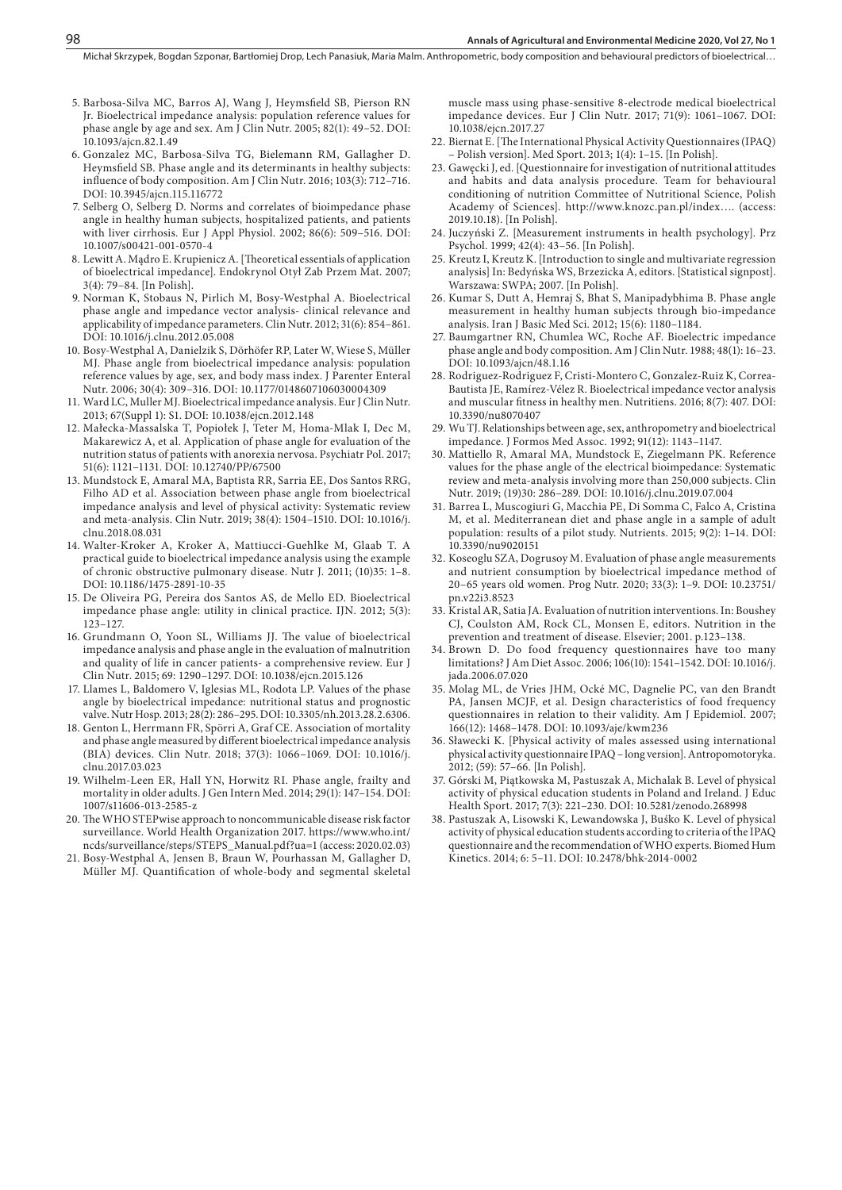5. Barbosa-Silva MC, Barros AJ, Wang J, Heymsfield SB, Pierson RN Jr. Bioelectrical impedance analysis: population reference values for phase angle by age and sex. Am J Clin Nutr. 2005; 82(1): 49–52. DOI: 10.1093/ajcn.82.1.49
6. Gonzalez MC, Barbosa-Silva TG, Bielemann RM, Gallagher D. Heymsfield SB. Phase angle and its determinants in healthy subjects: influence of body composition. Am J Clin Nutr. 2016; 103(3): 712–716. DOI: 10.3945/ajcn.115.116772
7. Selberg O, Selberg D. Norms and correlates of bioimpedance phase angle in healthy human subjects, hospitalized patients, and patients with liver cirrhosis. Eur J Appl Physiol. 2002; 86(6): 509–516. DOI: 10.1007/s00421-001-0570-4
8. Lewitt A. Mądro E. Krupienicz A. [Theoretical essentials of application of bioelectrical impedance]. Endokrynol Otył Zab Przem Mat. 2007; 3(4): 79–84. [In Polish].
9. Norman K, Stobaus N, Pirlich M, Bosy-Westphal A. Bioelectrical phase angle and impedance vector analysis- clinical relevance and applicability of impedance parameters. Clin Nutr. 2012; 31(6): 854–861. DOI: 10.1016/j.clnu.2012.05.008
10. Bosy-Westphal A, Danielzik S, Dörhöfer RP, Later W, Wiese S, Müller MJ. Phase angle from bioelectrical impedance analysis: population reference values by age, sex, and body mass index. J Parenter Enteral Nutr. 2006; 30(4): 309–316. DOI: 10.1177/0148607106030004309
11. Ward LC, Muller MJ. Bioelectrical impedance analysis. Eur J Clin Nutr. 2013; 67(Suppl 1): S1. DOI: 10.1038/ejcn.2012.148
12. Małecka-Massalska T, Popiołek J, Teter M, Homa-Mlak I, Dec M, Makarewicz A, et al. Application of phase angle for evaluation of the nutrition status of patients with anorexia nervosa. Psychiatr Pol. 2017; 51(6): 1121–1131. DOI: 10.12740/PP/67500
13. Mundstock E, Amaral MA, Baptista RR, Sarria EE, Dos Santos RRG, Filho AD et al. Association between phase angle from bioelectrical impedance analysis and level of physical activity: Systematic review and meta-analysis. Clin Nutr. 2019; 38(4): 1504–1510. DOI: 10.1016/j.clnu.2018.08.031
14. Walter-Kroker A, Kroker A, Mattiucci-Guehlke M, Glaab T. A practical guide to bioelectrical impedance analysis using the example of chronic obstructive pulmonary disease. Nutr J. 2011; (10)35: 1–8. DOI: 10.1186/1475-2891-10-35
15. De Oliveira PG, Pereira dos Santos AS, de Mello ED. Bioelectrical impedance phase angle: utility in clinical practice. IJN. 2012; 5(3): 123–127.
16. Grundmann O, Yoon SL, Williams JJ. The value of bioelectrical impedance analysis and phase angle in the evaluation of malnutrition and quality of life in cancer patients- a comprehensive review. Eur J Clin Nutr. 2015; 69: 1290–1297. DOI: 10.1038/ejcn.2015.126
17. Llames L, Baldomero V, Iglesias ML, Rodota LP. Values of the phase angle by bioelectrical impedance: nutritional status and prognostic valve. Nutr Hosp. 2013; 28(2): 286–295. DOI: 10.3305/nh.2013.28.2.6306.
18. Genton L, Herrmann FR, Spörri A, Graf CE. Association of mortality and phase angle measured by different bioelectrical impedance analysis (BIA) devices. Clin Nutr. 2018; 37(3): 1066–1069. DOI: 10.1016/j.clnu.2017.03.023
19. Wilhelm-Leen ER, Hall YN, Horwitz RI. Phase angle, frailty and mortality in older adults. J Gen Intern Med. 2014; 29(1): 147–154. DOI: 1007/s11606-013-2585-z
20. The WHO STEPwise approach to noncommunicable disease risk factor surveillance. World Health Organization 2017. https://www.who.int/ncds/surveillance/steps/STEPS_Manual.pdf?ua=1 (access: 2020.02.03)
21. Bosy-Westphal A, Jensen B, Braun W, Pourhassan M, Gallagher D, Müller MJ. Quantification of whole-body and segmental skeletal muscle mass using phase-sensitive 8-electrode medical bioelectrical impedance devices. Eur J Clin Nutr. 2017; 71(9): 1061–1067. DOI: 10.1038/ejcn.2017.27
22. Biernat E. [The International Physical Activity Questionnaires (IPAQ) – Polish version]. Med Sport. 2013; 1(4): 1–15. [In Polish].
23. Gawęcki J, ed. [Questionnaire for investigation of nutritional attitudes and habits and data analysis procedure. Team for behavioural conditioning of nutrition Committee of Nutritional Science, Polish Academy of Sciences]. http://www.knozc.pan.pl/index…. (access: 2019.10.18). [In Polish].
24. Juczyński Z. [Measurement instruments in health psychology]. Prz Psychol. 1999; 42(4): 43–56. [In Polish].
25. Kreutz I, Kreutz K. [Introduction to single and multivariate regression analysis] In: Bedyńska WS, Brzezicka A, editors. [Statistical signpost]. Warszawa: SWPA; 2007. [In Polish].
26. Kumar S, Dutt A, Hemraj S, Bhat S, Manipadybhima B. Phase angle measurement in healthy human subjects through bio-impedance analysis. Iran J Basic Med Sci. 2012; 15(6): 1180–1184.
27. Baumgartner RN, Chumlea WC, Roche AF. Bioelectric impedance phase angle and body composition. Am J Clin Nutr. 1988; 48(1): 16–23. DOI: 10.1093/ajcn/48.1.16
28. Rodriguez-Rodriguez F, Cristi-Montero C, Gonzalez-Ruiz K, Correa-Bautista JE, Ramírez-Vélez R. Bioelectrical impedance vector analysis and muscular fitness in healthy men. Nutritiens. 2016; 8(7): 407. DOI: 10.3390/nu8070407
29. Wu TJ. Relationships between age, sex, anthropometry and bioelectrical impedance. J Formos Med Assoc. 1992; 91(12): 1143–1147.
30. Mattiello R, Amaral MA, Mundstock E, Ziegelmann PK. Reference values for the phase angle of the electrical bioimpedance: Systematic review and meta-analysis involving more than 250,000 subjects. Clin Nutr. 2019; (19)30: 286–289. DOI: 10.1016/j.clnu.2019.07.004
31. Barrea L, Muscogiuri G, Macchia PE, Di Somma C, Falco A, Cristina M, et al. Mediterranean diet and phase angle in a sample of adult population: results of a pilot study. Nutrients. 2015; 9(2): 1–14. DOI: 10.3390/nu9020151
32. Koseoglu SZA, Dogrusoy M. Evaluation of phase angle measurements and nutrient consumption by bioelectrical impedance method of 20–65 years old women. Prog Nutr. 2020; 33(3): 1–9. DOI: 10.23751/pn.v22i3.8523
33. Kristal AR, Satia JA. Evaluation of nutrition interventions. In: Boushey CJ, Coulston AM, Rock CL, Monsen E, editors. Nutrition in the prevention and treatment of disease. Elsevier; 2001. p.123–138.
34. Brown D. Do food frequency questionnaires have too many limitations? J Am Diet Assoc. 2006; 106(10): 1541–1542. DOI: 10.1016/j.jada.2006.07.020
35. Molag ML, de Vries JHM, Ocké MC, Dagnelie PC, van den Brandt PA, Jansen MCJF, et al. Design characteristics of food frequency questionnaires in relation to their validity. Am J Epidemiol. 2007; 166(12): 1468–1478. DOI: 10.1093/aje/kwm236
36. Sławecki K. [Physical activity of males assessed using international physical activity questionnaire IPAQ – long version]. Antropomotoryka. 2012; (59): 57–66. [In Polish].
37. Górski M, Piątkowska M, Pastuszak A, Michalak B. Level of physical activity of physical education students in Poland and Ireland. J Educ Health Sport. 2017; 7(3): 221–230. DOI: 10.5281/zenodo.268998
38. Pastuszak A, Lisowski K, Lewandowska J, Buśko K. Level of physical activity of physical education students according to criteria of the IPAQ questionnaire and the recommendation of WHO experts. Biomed Hum Kinetics. 2014; 6: 5–11. DOI: 10.2478/bhk-2014-0002